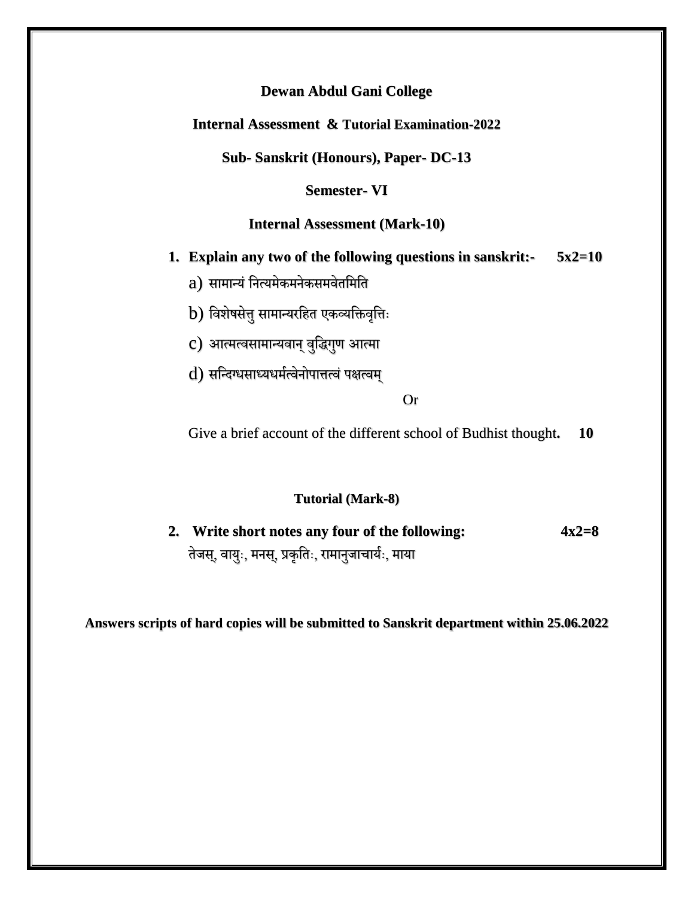**Dewan Abdul Gani College**

**Internal Assessment & Tutorial Examination-2022**

**Sub- Sanskrit (Honours), Paper- DC-13**

**Semester- VI**

**Internal Assessment (Mark-10)**

1. **Explain any two of the following questions in sanskrit:- 5x2=10**

   a) सामान्यं नित्यमेकमनेकसमवेतमिति

   b) विशेषसेत्तु सामान्यरहित एकव्यक्तिवृत्तिः

   c) आत्मत्वसामान्यवान् वुद्धिगुण आत्मा

   d) सन्दिग्धसाध्यधर्मत्वेनोपात्तत्वं पक्षत्वम्

   Or

   Give a brief account of the different school of Budhist thought**. 10**

**Tutorial (Mark-8)**

2. **Write short notes any four of the following: 4x2=8**

   तेजस्, वायुः, मनस्, प्रकृतिः, रामानुजाचार्यः, माया

**Answers scripts of hard copies will be submitted to Sanskrit department within 25.06.2022**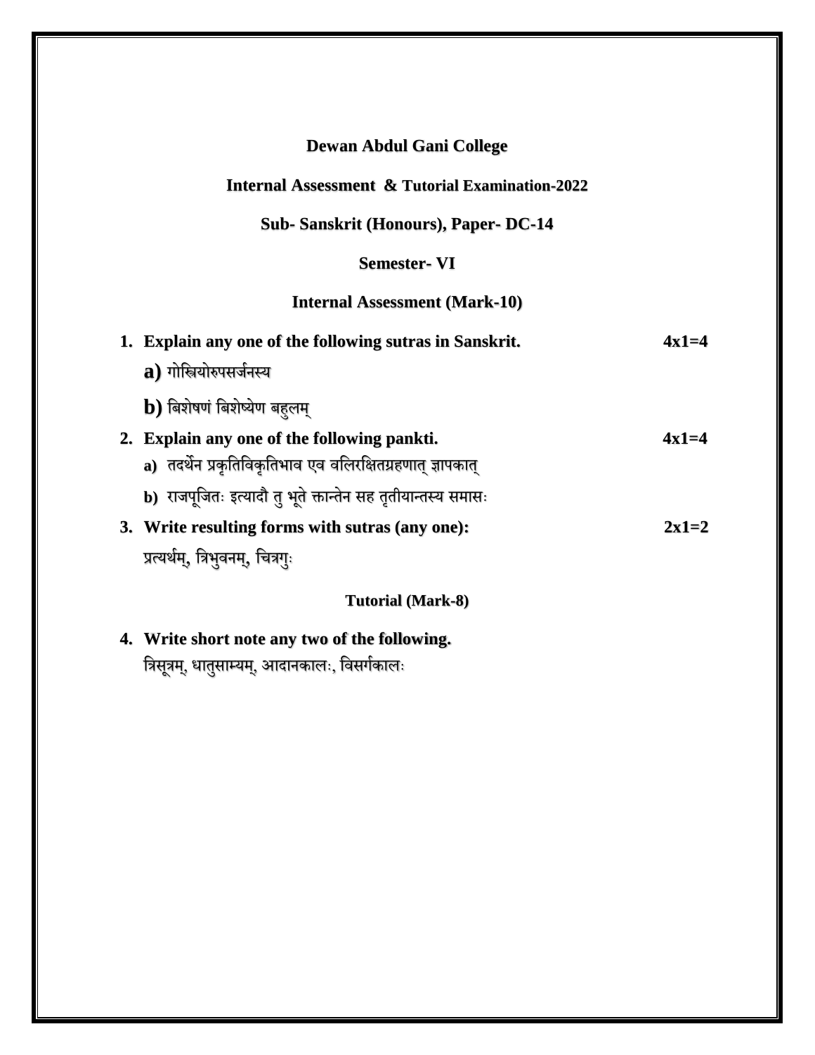**Dewan Abdul Gani College**

**Internal Assessment & Tutorial Examination-2022**

**Sub- Sanskrit (Honours), Paper- DC-14**

**Semester- VI**

**Internal Assessment (Mark-10)**

1. **Explain any one of the following sutras in Sanskrit.** **4x1=4**

   **a)** गोस्त्रियोरुपसर्जनस्य

   **b)** बिशेषणं बिशेष्येण बहुलम्

2. **Explain any one of the following pankti.** **4x1=4**

   **a)** तदर्थेन प्रकृतिविकृतिभाव एव वलिरक्षितग्रहणात् ज्ञापकात्

   **b)** राजपूजितः इत्यादौ तु भूते क्तान्तेन सह तृतीयान्तस्य समासः

3. **Write resulting forms with sutras (any one):** **2x1=2**

   प्रत्यर्थम्, त्रिभुवनम्, चित्रगुः

**Tutorial (Mark-8)**

4. **Write short note any two of the following.**

   त्रिसूत्रम्, धातुसाम्यम्, आदानकालः, विसर्गकालः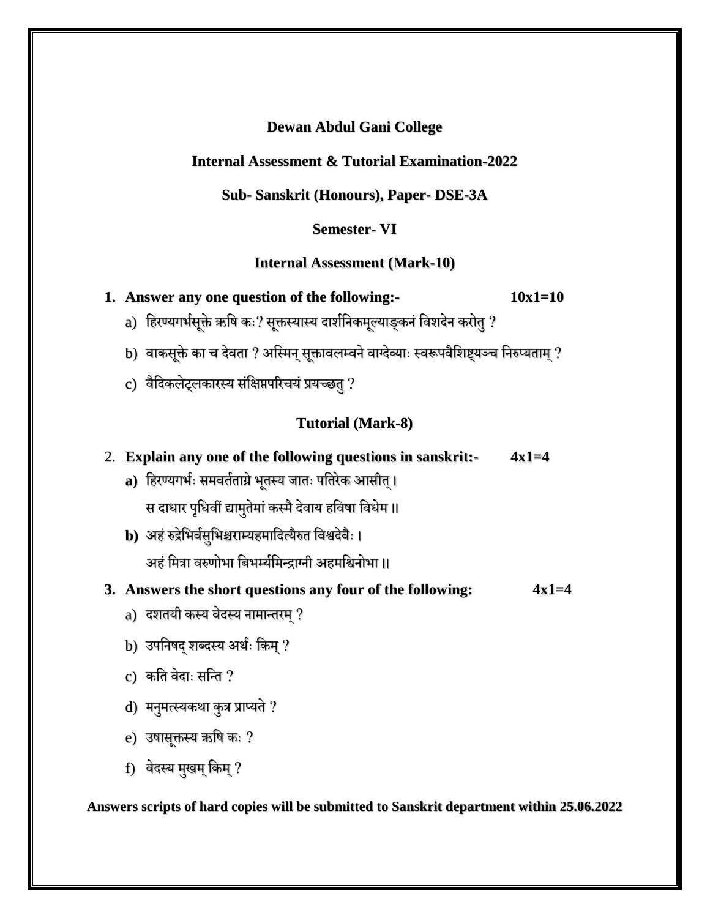**Dewan Abdul Gani College**

**Internal Assessment & Tutorial Examination-2022**

**Sub- Sanskrit (Honours), Paper- DSE-3A**

**Semester- VI**

**Internal Assessment (Mark-10)**

1. **Answer any one question of the following:-** **10x1=10**

   a) हिरण्यगर्भसूक्ते ऋषि कः? सूक्तस्यास्य दार्शनिकमूल्याङ्कनं विशदेन करोतु ?

   b) वाकसूक्ते का च देवता ? अस्मिन् सूक्तावलम्वने वाग्देव्याः स्वरूपवैशिष्ट्यञ्च निरुप्यताम् ?

   c) वैदिकलेट्लकारस्य संक्षिप्तपरिचयं प्रयच्छतु ?

**Tutorial (Mark-8)**

2. **Explain any one of the following questions in sanskrit:-** **4x1=4**

   **a)** हिरण्यगर्भः समवर्तताग्रे भूतस्य जातः पतिरेक आसीत् ।
   स दाधार पृथिवीं द्यामुतेमां कस्मै देवाय हविषा विधेम ॥

   **b)** अहं रुद्रेभिर्वसुभिश्चराम्यहमादित्यैरुत विश्वदेवैः ।
   अहं मित्रा वरुणोभा बिभर्म्यमिन्द्राग्नी अहमश्विनोभा ॥

3. **Answers the short questions any four of the following:** **4x1=4**

   a) दशतयी कस्य वेदस्य नामान्तरम् ?

   b) उपनिषद् शब्दस्य अर्थः किम् ?

   c) कति वेदाः सन्ति ?

   d) मनुमत्स्यकथा कुत्र प्राप्यते ?

   e) उषासूक्तस्य ऋषि कः ?

   f) वेदस्य मुखम् किम् ?

**Answers scripts of hard copies will be submitted to Sanskrit department within 25.06.2022**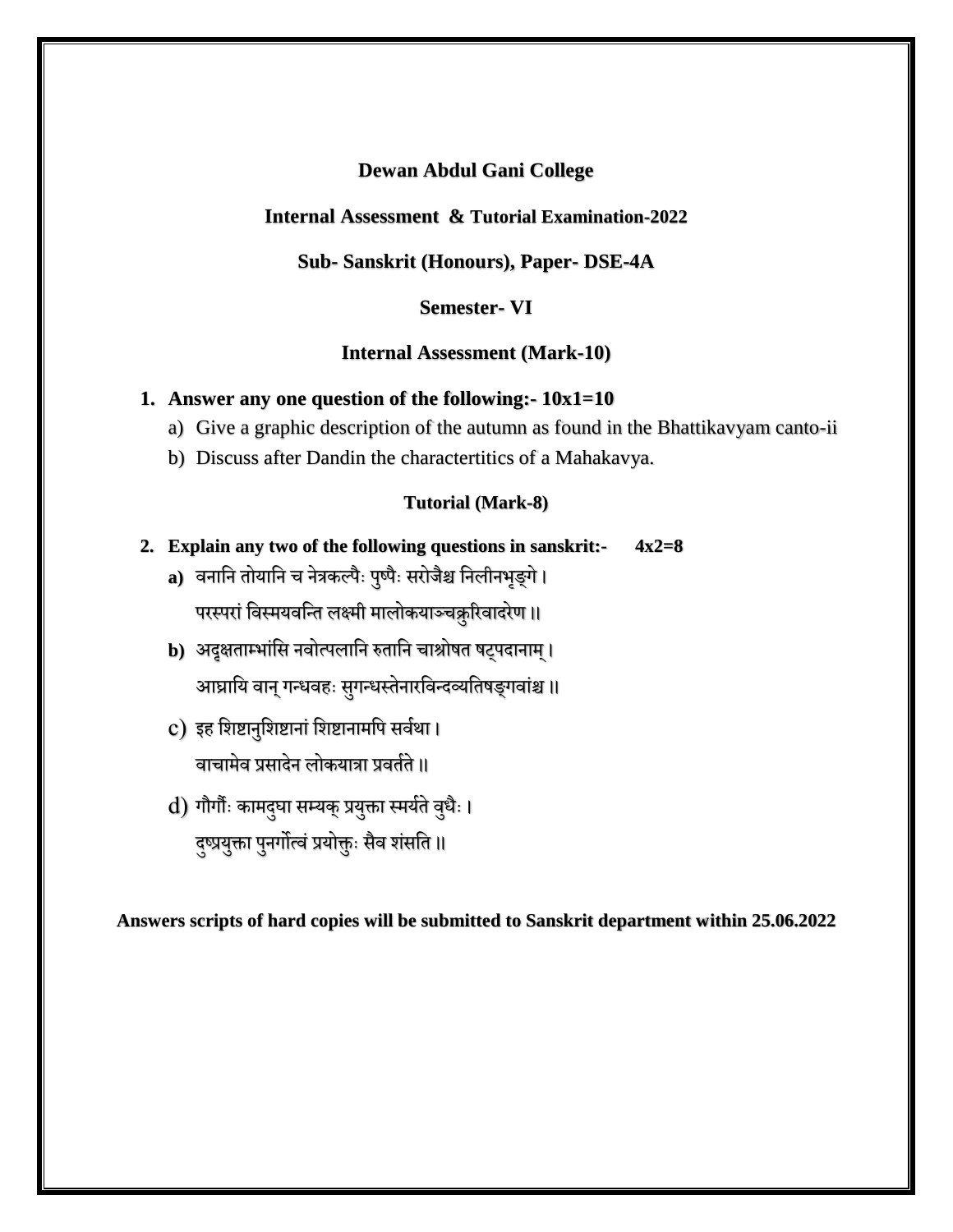**Dewan Abdul Gani College**

**Internal Assessment & Tutorial Examination-2022**

**Sub- Sanskrit (Honours), Paper- DSE-4A**

**Semester- VI**

**Internal Assessment (Mark-10)**

1. **Answer any one question of the following:- 10x1=10**
   a) Give a graphic description of the autumn as found in the Bhattikavyam canto-ii
   b) Discuss after Dandin the charactertitics of a Mahakavya.

**Tutorial (Mark-8)**

2. **Explain any two of the following questions in sanskrit:- 4x2=8**

   **a)** वनानि तोयानि च नेत्रकल्पैः पुष्पैः सरोजैश्च निलीनभृङ्गे ।
   परस्परां विस्मयवन्ति लक्ष्मी मालोकयाञ्चक्रुरिवादरेण ।।

   **b)** अदृक्षताम्भांसि नवोत्पलानि रुतानि चाश्रोषत षट्पदानाम् ।
   आघ्रायि वान् गन्धवहः सुगन्धस्तेनारविन्दव्यतिषङ्गवांश्च ।।

   c) इह शिष्टानुशिष्टानां शिष्टानामपि सर्वथा ।
   वाचामेव प्रसादेन लोकयात्रा प्रवर्तते ।।

   d) गौर्गौः कामदुघा सम्यक् प्रयुक्ता स्मर्यते वुधैः ।
   दुष्प्रयुक्ता पुनर्गोत्वं प्रयोक्तुः सैव शंसति ।।

**Answers scripts of hard copies will be submitted to Sanskrit department within 25.06.2022**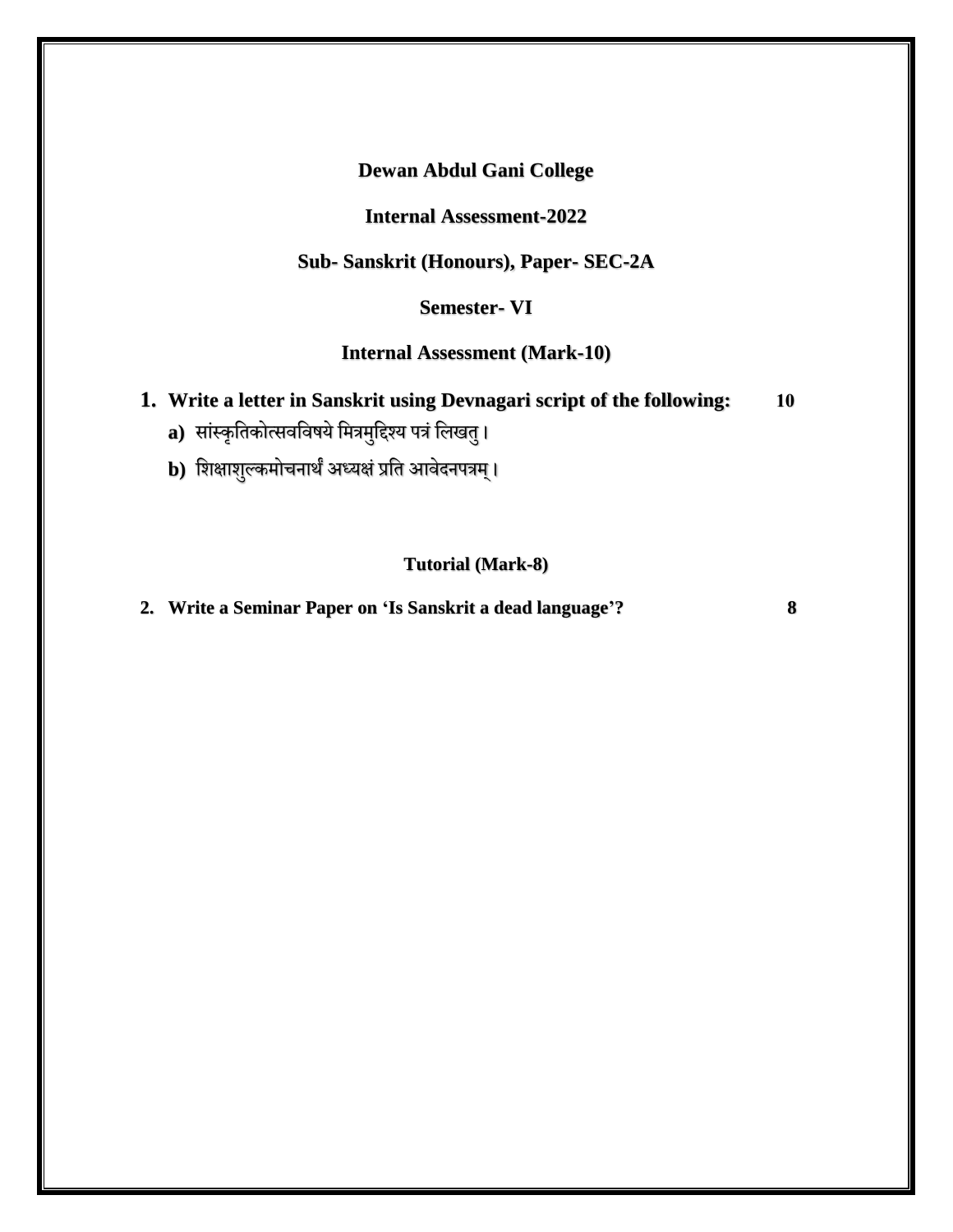**Dewan Abdul Gani College**

**Internal Assessment-2022**

**Sub- Sanskrit (Honours), Paper- SEC-2A**

**Semester- VI**

**Internal Assessment (Mark-10)**

1. **Write a letter in Sanskrit using Devnagari script of the following:** **10**
   - **a)** सांस्कृतिकोत्सवविषये मित्रमुद्दिश्य पत्रं लिखतु।
   - **b)** शिक्षाशुल्कमोचनार्थं अध्यक्षं प्रति आवेदनपत्रम्।

**Tutorial (Mark-8)**

2. **Write a Seminar Paper on 'Is Sanskrit a dead language'?** **8**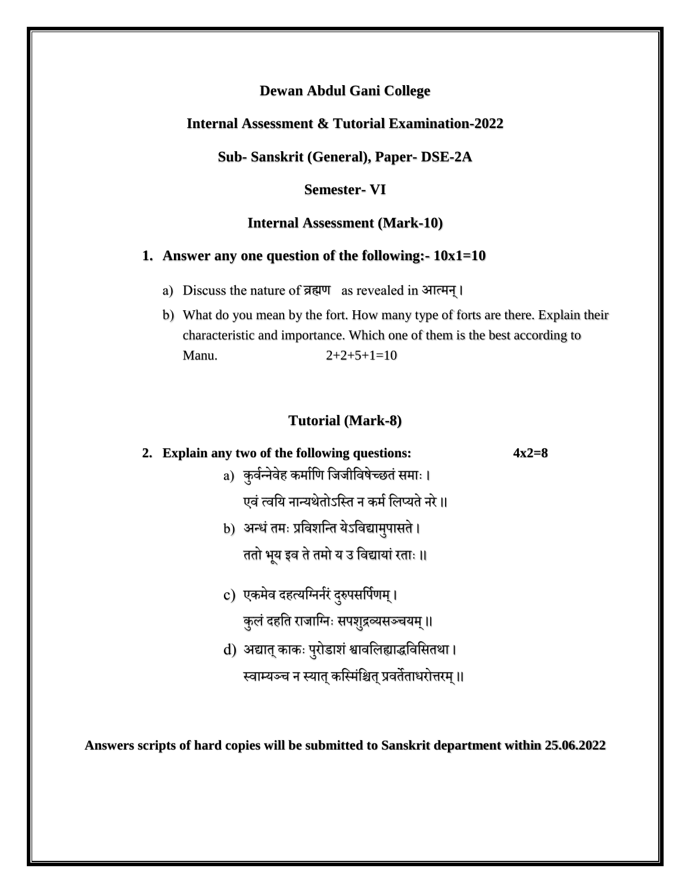**Dewan Abdul Gani College**

**Internal Assessment & Tutorial Examination-2022**

**Sub- Sanskrit (General), Paper- DSE-2A**

**Semester- VI**

**Internal Assessment (Mark-10)**

1. **Answer any one question of the following:- 10x1=10**

   a) Discuss the nature of ब्रह्मण as revealed in आत्मन्।

   b) What do you mean by the fort. How many type of forts are there. Explain their characteristic and importance. Which one of them is the best according to Manu. 2+2+5+1=10

**Tutorial (Mark-8)**

2. **Explain any two of the following questions: 4x2=8**

   a) कुर्वन्नेवेह कर्माणि जिजीविषेच्छतं समाः।
   एवं त्वयि नान्यथेतोऽस्ति न कर्म लिप्यते नरे॥

   b) अन्धं तमः प्रविशन्ति येऽविद्यामुपासते।
   ततो भूय इव ते तमो य उ विद्यायां रताः॥

   c) एकमेव दहत्यग्निर्नरं दुरुपसर्पिणम्।
   कुलं दहति राजाग्निः सपशुद्रव्यसञ्चयम्॥

   d) अद्यात् काकः पुरोडाशं श्वावलिह्याद्धविसितथा।
   स्वाम्यञ्च न स्यात् कस्मिंश्चित् प्रवर्तेताधरोत्तरम्॥

**Answers scripts of hard copies will be submitted to Sanskrit department within 25.06.2022**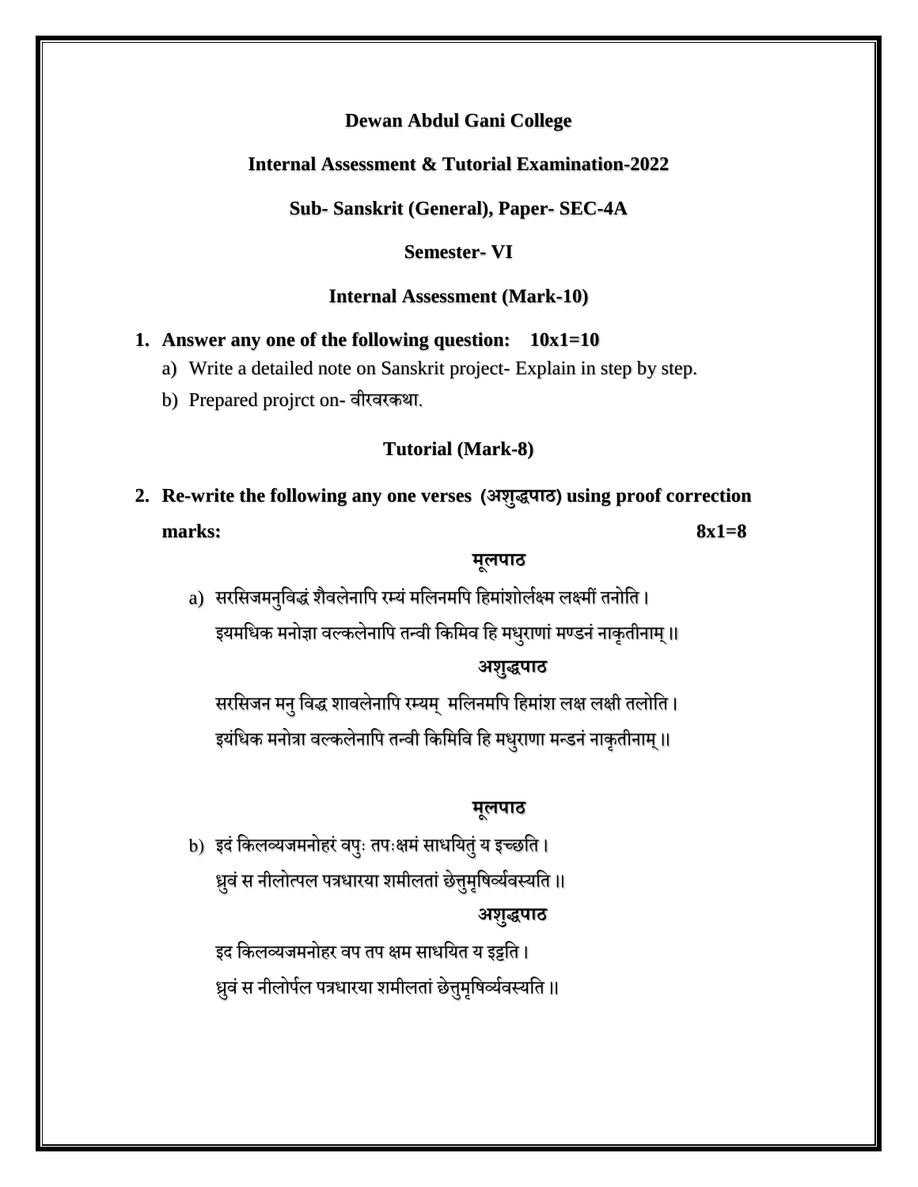**Dewan Abdul Gani College**

**Internal Assessment & Tutorial Examination-2022**

**Sub- Sanskrit (General), Paper- SEC-4A**

**Semester- VI**

**Internal Assessment (Mark-10)**

1. **Answer any one of the following question: 10x1=10**
   a) Write a detailed note on Sanskrit project- Explain in step by step.
   b) Prepared projrct on- वीरवरकथा.

**Tutorial (Mark-8)**

2. **Re-write the following any one verses (अशुद्धपाठ) using proof correction marks: 8x1=8**

**मूलपाठ**

a) सरसिजमनुविद्धं शैवलेनापि रम्यं मलिनमपि हिमांशोर्लक्ष्म लक्ष्मीं तनोति।
इयमधिक मनोज्ञा वल्कलेनापि तन्वी किमिव हि मधुराणां मण्डनं नाकृतीनाम्॥

**अशुद्धपाठ**

सरसिजन मनु विद्ध शावलेनापि रम्यम् मलिनमपि हिमांश लक्ष लक्षी तलोति।
इयंधिक मनोत्रा वल्कलेनापि तन्वी किमिवि हि मधुराणा मन्डनं नाकृतीनाम्॥

**मूलपाठ**

b) इदं किलव्यजमनोहरं वपुः तपःक्षमं साधयितुं य इच्छति।
ध्रुवं स नीलोत्पल पत्रधारया शमीलतां छेत्तुमृषिर्व्यवस्यति॥

**अशुद्धपाठ**

इद किलव्यजमनोहर वप तप क्षम साधयित य इट्टति।
ध्रुवं स नीलोर्पल पत्रधारया शमीलतां छेत्तुमृषिर्व्यवस्यति॥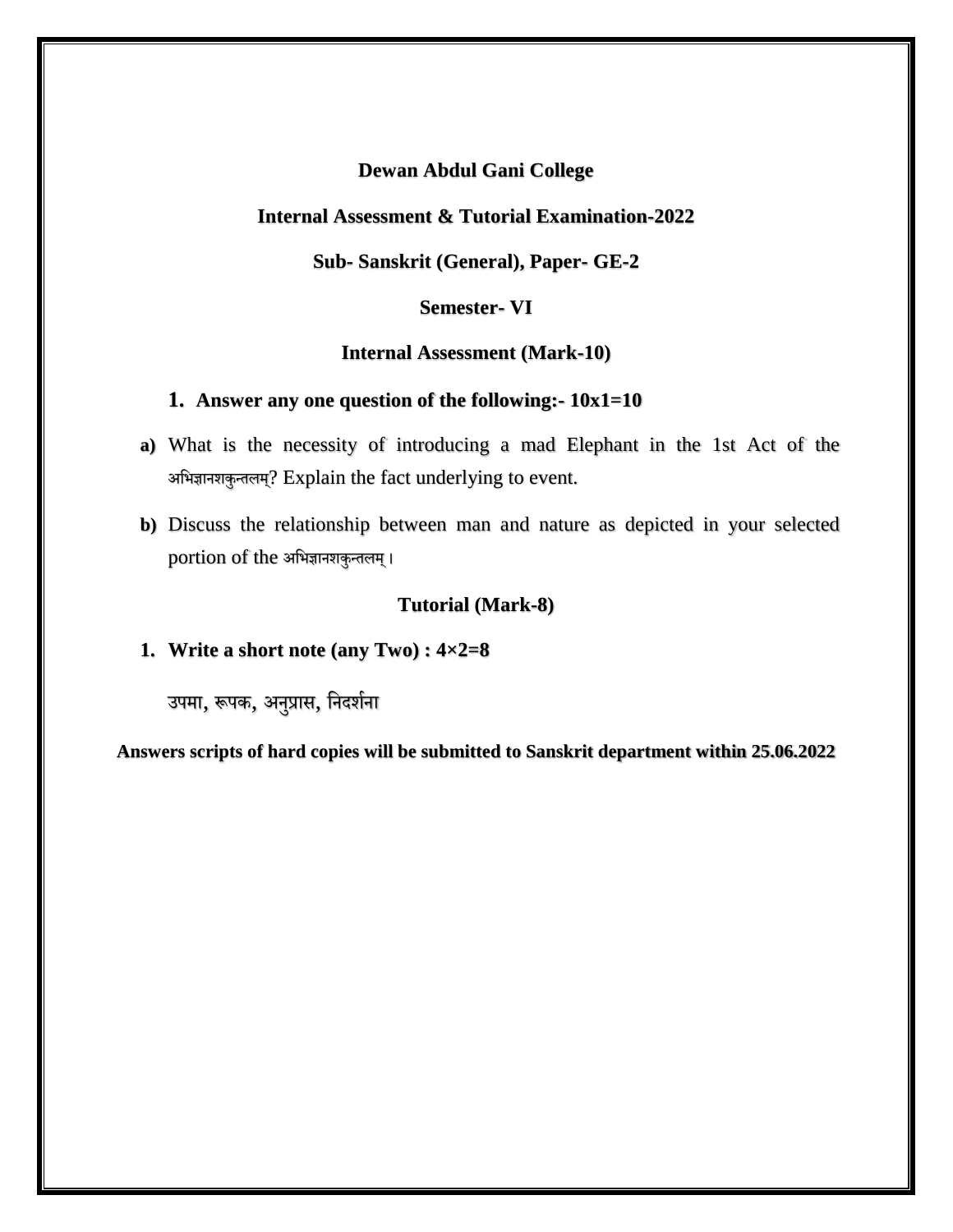**Dewan Abdul Gani College**

**Internal Assessment & Tutorial Examination-2022**

**Sub- Sanskrit (General), Paper- GE-2**

**Semester- VI**

**Internal Assessment (Mark-10)**

1. **Answer any one question of the following:- 10x1=10**

**a)** What is the necessity of introducing a mad Elephant in the 1st Act of the अभिज्ञानशकुन्तलम्? Explain the fact underlying to event.

**b)** Discuss the relationship between man and nature as depicted in your selected portion of the अभिज्ञानशकुन्तलम्।

**Tutorial (Mark-8)**

1. **Write a short note (any Two) : 4×2=8**

   उपमा, रूपक, अनुप्रास, निदर्शना

**Answers scripts of hard copies will be submitted to Sanskrit department within 25.06.2022**